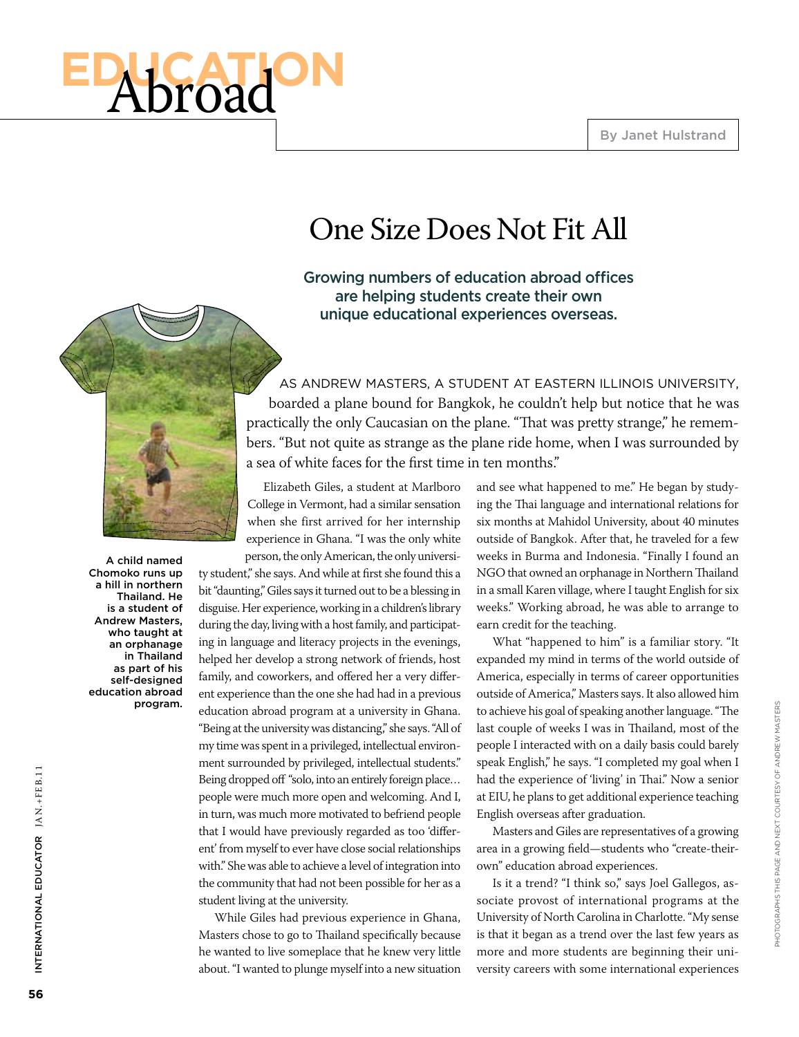# EDUCATION Abroad

By Janet Hulstrand

## One Size Does Not Fit All

**Growing numbers of education abroad offices are helping students create their own unique educational experiences overseas.**

A child named Chomoko runs up a hill in northern Thailand. He is a student of Andrew Masters, who taught at an orphanage in Thailand as part of his self-designed education abroad program.

AS ANDREW MASTERS, A STUDENT AT EASTERN ILLINOIS UNIVERSITY, boarded a plane bound for Bangkok, he couldn't help but notice that he was practically the only Caucasian on the plane. "That was pretty strange," he remembers. "But not quite as strange as the plane ride home, when I was surrounded by a sea of white faces for the first time in ten months."

Elizabeth Giles, a student at Marlboro College in Vermont, had a similar sensation when she first arrived for her internship experience in Ghana. "I was the only white person, the only American, the only university student," she says. And while at first she found this a bit "daunting," Giles says it turned out to be a blessing in disguise. Her experience, working in a children's library during the day, living with a host family, and participating in language and literacy projects in the evenings, helped her develop a strong network of friends, host family, and coworkers, and offered her a very different experience than the one she had had in a previous education abroad program at a university in Ghana. "Being at the university was distancing," she says. "All of my time was spent in a privileged, intellectual environment surrounded by privileged, intellectual students." Being dropped off "solo, into an entirely foreign place… people were much more open and welcoming. And I, in turn, was much more motivated to befriend people that I would have previously regarded as too 'different' from myself to ever have close social relationships with." She was able to achieve a level of integration into the community that had not been possible for her as a student living at the university.

While Giles had previous experience in Ghana, Masters chose to go to Thailand specifically because he wanted to live someplace that he knew very little about. "I wanted to plunge myself into a new situation and see what happened to me." He began by studying the Thai language and international relations for six months at Mahidol University, about 40 minutes outside of Bangkok. After that, he traveled for a few weeks in Burma and Indonesia. "Finally I found an NGO that owned an orphanage in Northern Thailand in a small Karen village, where I taught English for six weeks." Working abroad, he was able to arrange to earn credit for the teaching.

What "happened to him" is a familiar story. "It expanded my mind in terms of the world outside of America, especially in terms of career opportunities outside of America," Masters says. It also allowed him to achieve his goal of speaking another language. "The last couple of weeks I was in Thailand, most of the people I interacted with on a daily basis could barely speak English," he says. "I completed my goal when I had the experience of 'living' in Thai." Now a senior at EIU, he plans to get additional experience teaching English overseas after graduation.

Masters and Giles are representatives of a growing area in a growing field—students who "create-their-own" education abroad experiences.

Is it a trend? "I think so," says Joel Gallegos, associate provost of international programs at the University of North Carolina in Charlotte. "My sense is that it began as a trend over the last few years as more and more students are beginning their university careers with some international experiences

PHOTOGRAPHS THIS PAGE AND NEXT COURTESY OF ANDREW MASTERS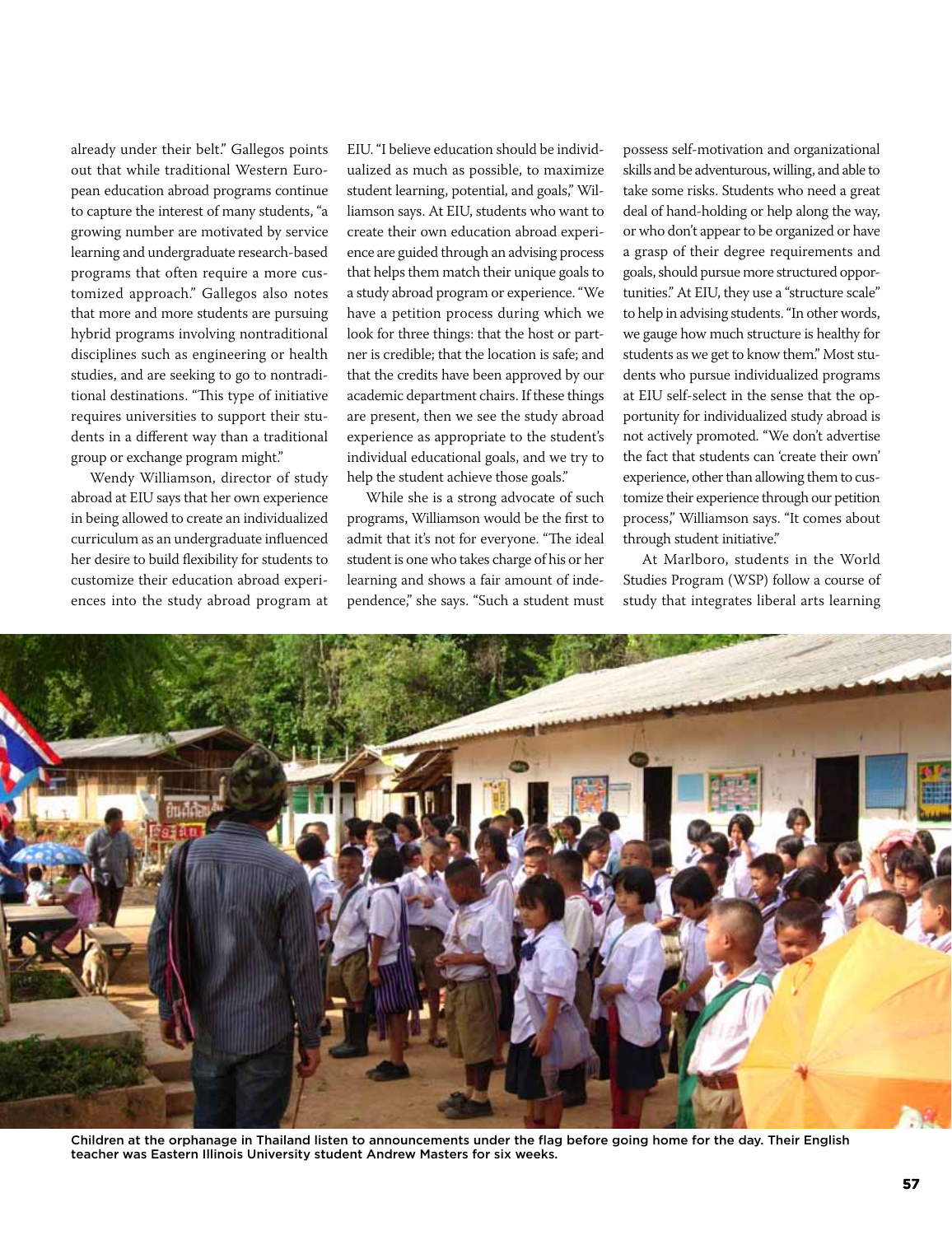already under their belt." Gallegos points out that while traditional Western European education abroad programs continue to capture the interest of many students, "a growing number are motivated by service learning and undergraduate research-based programs that often require a more customized approach." Gallegos also notes that more and more students are pursuing hybrid programs involving nontraditional disciplines such as engineering or health studies, and are seeking to go to nontraditional destinations. "This type of initiative requires universities to support their students in a different way than a traditional group or exchange program might."

Wendy Williamson, director of study abroad at EIU says that her own experience in being allowed to create an individualized curriculum as an undergraduate influenced her desire to build flexibility for students to customize their education abroad experiences into the study abroad program at EIU. "I believe education should be individualized as much as possible, to maximize student learning, potential, and goals," Williamson says. At EIU, students who want to create their own education abroad experience are guided through an advising process that helps them match their unique goals to a study abroad program or experience. "We have a petition process during which we look for three things: that the host or partner is credible; that the location is safe; and that the credits have been approved by our academic department chairs. If these things are present, then we see the study abroad experience as appropriate to the student's individual educational goals, and we try to help the student achieve those goals."

While she is a strong advocate of such programs, Williamson would be the first to admit that it's not for everyone. "The ideal student is one who takes charge of his or her learning and shows a fair amount of independence," she says. "Such a student must possess self-motivation and organizational skills and be adventurous, willing, and able to take some risks. Students who need a great deal of hand-holding or help along the way, or who don't appear to be organized or have a grasp of their degree requirements and goals, should pursue more structured opportunities." At EIU, they use a "structure scale" to help in advising students. "In other words, we gauge how much structure is healthy for students as we get to know them." Most students who pursue individualized programs at EIU self-select in the sense that the opportunity for individualized study abroad is not actively promoted. "We don't advertise the fact that students can 'create their own' experience, other than allowing them to customize their experience through our petition process," Williamson says. "It comes about through student initiative."

At Marlboro, students in the World Studies Program (WSP) follow a course of study that integrates liberal arts learning

**Children at the orphanage in Thailand listen to announcements under the flag before going home for the day. Their English teacher was Eastern Illinois University student Andrew Masters for six weeks.**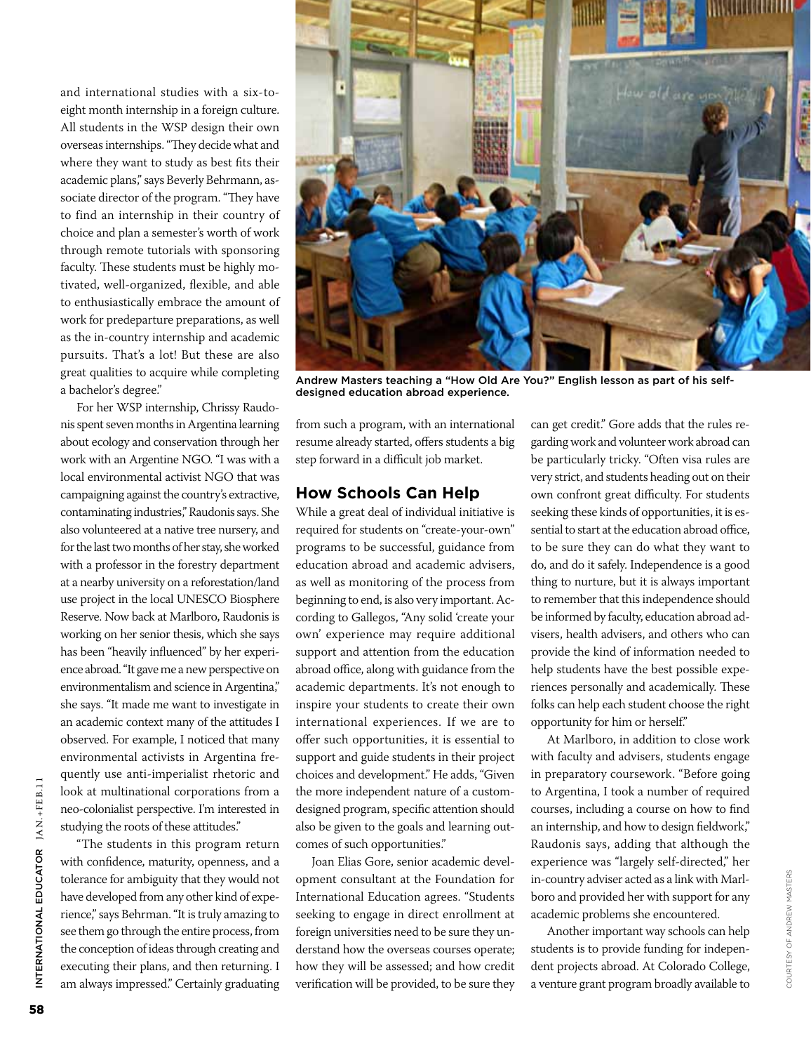and international studies with a six-to-eight month internship in a foreign culture. All students in the WSP design their own overseas internships. "They decide what and where they want to study as best fits their academic plans," says Beverly Behrmann, associate director of the program. "They have to find an internship in their country of choice and plan a semester's worth of work through remote tutorials with sponsoring faculty. These students must be highly motivated, well-organized, flexible, and able to enthusiastically embrace the amount of work for predeparture preparations, as well as the in-country internship and academic pursuits. That's a lot! But these are also great qualities to acquire while completing a bachelor's degree."

For her WSP internship, Chrissy Raudonis spent seven months in Argentina learning about ecology and conservation through her work with an Argentine NGO. "I was with a local environmental activist NGO that was campaigning against the country's extractive, contaminating industries," Raudonis says. She also volunteered at a native tree nursery, and for the last two months of her stay, she worked with a professor in the forestry department at a nearby university on a reforestation/land use project in the local UNESCO Biosphere Reserve. Now back at Marlboro, Raudonis is working on her senior thesis, which she says has been "heavily influenced" by her experience abroad. "It gave me a new perspective on environmentalism and science in Argentina," she says. "It made me want to investigate in an academic context many of the attitudes I observed. For example, I noticed that many environmental activists in Argentina frequently use anti-imperialist rhetoric and look at multinational corporations from a neo-colonialist perspective. I'm interested in studying the roots of these attitudes."

"The students in this program return with confidence, maturity, openness, and a tolerance for ambiguity that they would not have developed from any other kind of experience," says Behrman. "It is truly amazing to see them go through the entire process, from the conception of ideas through creating and executing their plans, and then returning. I am always impressed." Certainly graduating from such a program, with an international resume already started, offers students a big step forward in a difficult job market.

Andrew Masters teaching a "How Old Are You?" English lesson as part of his self-designed education abroad experience.

## How Schools Can Help

While a great deal of individual initiative is required for students on "create-your-own" programs to be successful, guidance from education abroad and academic advisers, as well as monitoring of the process from beginning to end, is also very important. According to Gallegos, "Any solid 'create your own' experience may require additional support and attention from the education abroad office, along with guidance from the academic departments. It's not enough to inspire your students to create their own international experiences. If we are to offer such opportunities, it is essential to support and guide students in their project choices and development." He adds, "Given the more independent nature of a custom-designed program, specific attention should also be given to the goals and learning outcomes of such opportunities."

Joan Elias Gore, senior academic development consultant at the Foundation for International Education agrees. "Students seeking to engage in direct enrollment at foreign universities need to be sure they understand how the overseas courses operate; how they will be assessed; and how credit verification will be provided, to be sure they can get credit." Gore adds that the rules regarding work and volunteer work abroad can be particularly tricky. "Often visa rules are very strict, and students heading out on their own confront great difficulty. For students seeking these kinds of opportunities, it is essential to start at the education abroad office, to be sure they can do what they want to do, and do it safely. Independence is a good thing to nurture, but it is always important to remember that this independence should be informed by faculty, education abroad advisers, health advisers, and others who can provide the kind of information needed to help students have the best possible experiences personally and academically. These folks can help each student choose the right opportunity for him or herself."

At Marlboro, in addition to close work with faculty and advisers, students engage in preparatory coursework. "Before going to Argentina, I took a number of required courses, including a course on how to find an internship, and how to design fieldwork," Raudonis says, adding that although the experience was "largely self-directed," her in-country adviser acted as a link with Marlboro and provided her with support for any academic problems she encountered.

Another important way schools can help students is to provide funding for independent projects abroad. At Colorado College, a venture grant program broadly available to

COURTESY OF ANDREW MASTERS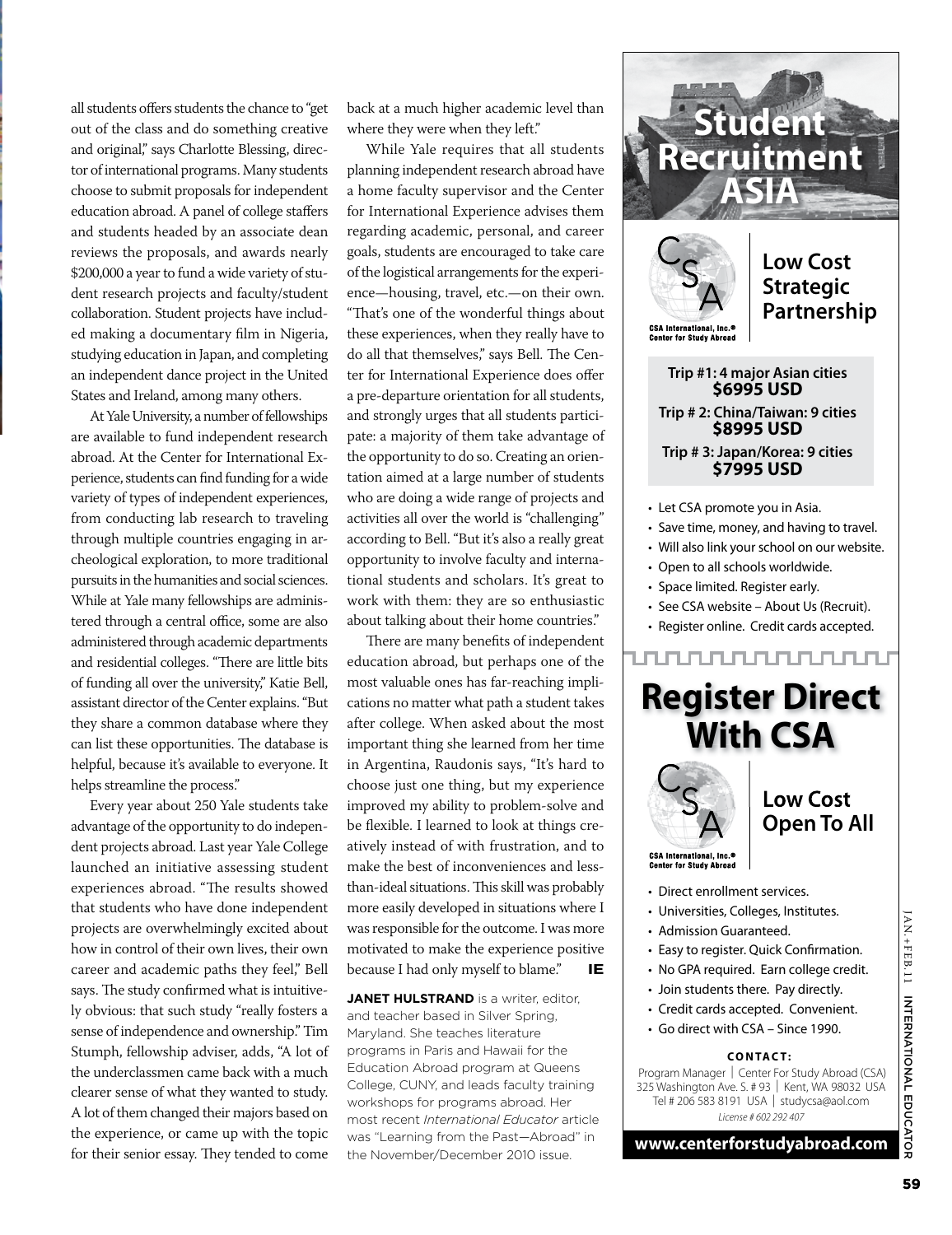all students offers students the chance to "get out of the class and do something creative and original," says Charlotte Blessing, director of international programs. Many students choose to submit proposals for independent education abroad. A panel of college staffers and students headed by an associate dean reviews the proposals, and awards nearly $200,000 a year to fund a wide variety of student research projects and faculty/student collaboration. Student projects have included making a documentary film in Nigeria, studying education in Japan, and completing an independent dance project in the United States and Ireland, among many others.

At Yale University, a number of fellowships are available to fund independent research abroad. At the Center for International Experience, students can find funding for a wide variety of types of independent experiences, from conducting lab research to traveling through multiple countries engaging in archeological exploration, to more traditional pursuits in the humanities and social sciences. While at Yale many fellowships are administered through a central office, some are also administered through academic departments and residential colleges. "There are little bits of funding all over the university," Katie Bell, assistant director of the Center explains. "But they share a common database where they can list these opportunities. The database is helpful, because it's available to everyone. It helps streamline the process."

Every year about 250 Yale students take advantage of the opportunity to do independent projects abroad. Last year Yale College launched an initiative assessing student experiences abroad. "The results showed that students who have done independent projects are overwhelmingly excited about how in control of their own lives, their own career and academic paths they feel," Bell says. The study confirmed what is intuitively obvious: that such study "really fosters a sense of independence and ownership." Tim Stumph, fellowship adviser, adds, "A lot of the underclassmen came back with a much clearer sense of what they wanted to study. A lot of them changed their majors based on the experience, or came up with the topic for their senior essay. They tended to come back at a much higher academic level than where they were when they left."

While Yale requires that all students planning independent research abroad have a home faculty supervisor and the Center for International Experience advises them regarding academic, personal, and career goals, students are encouraged to take care of the logistical arrangements for the experience—housing, travel, etc.—on their own. "That's one of the wonderful things about these experiences, when they really have to do all that themselves," says Bell. The Center for International Experience does offer a pre-departure orientation for all students, and strongly urges that all students participate: a majority of them take advantage of the opportunity to do so. Creating an orientation aimed at a large number of students who are doing a wide range of projects and activities all over the world is "challenging" according to Bell. "But it's also a really great opportunity to involve faculty and international students and scholars. It's great to work with them: they are so enthusiastic about talking about their home countries."

There are many benefits of independent education abroad, but perhaps one of the most valuable ones has far-reaching implications no matter what path a student takes after college. When asked about the most important thing she learned from her time in Argentina, Raudonis says, "It's hard to choose just one thing, but my experience improved my ability to problem-solve and be flexible. I learned to look at things creatively instead of with frustration, and to make the best of inconveniences and less-than-ideal situations. This skill was probably more easily developed in situations where I was responsible for the outcome. I was more motivated to make the experience positive because I had only myself to blame." **IE**

**JANET HULSTRAND** is a writer, editor, and teacher based in Silver Spring, Maryland. She teaches literature programs in Paris and Hawaii for the Education Abroad program at Queens College, CUNY, and leads faculty training workshops for programs abroad. Her most recent *International Educator* article was "Learning from the Past—Abroad" in the November/December 2010 issue.

---

# Student Recruitment ASIA

CSA International, Inc.® Center for Study Abroad

**Low Cost Strategic Partnership**

**Trip #1: 4 major Asian cities**
**$6995 USD**
**Trip # 2: China/Taiwan: 9 cities**
**$8995 USD**
**Trip # 3: Japan/Korea: 9 cities**
**$7995 USD**

- Let CSA promote you in Asia.
- Save time, money, and having to travel.
- Will also link your school on our website.
- Open to all schools worldwide.
- Space limited. Register early.
- See CSA website – About Us (Recruit).
- Register online. Credit cards accepted.

# Register Direct With CSA

CSA International, Inc.® Center for Study Abroad

**Low Cost Open To All**

- Direct enrollment services.
- Universities, Colleges, Institutes.
- Admission Guaranteed.
- Easy to register. Quick Confirmation.
- No GPA required. Earn college credit.
- Join students there. Pay directly.
- Credit cards accepted. Convenient.
- Go direct with CSA – Since 1990.

**CONTACT:**
Program Manager | Center For Study Abroad (CSA)
325 Washington Ave. S. # 93 | Kent, WA 98032 USA
Tel # 206 583 8191 USA | studycsa@aol.com
*License # 602 292 407*

**www.centerforstudyabroad.com**